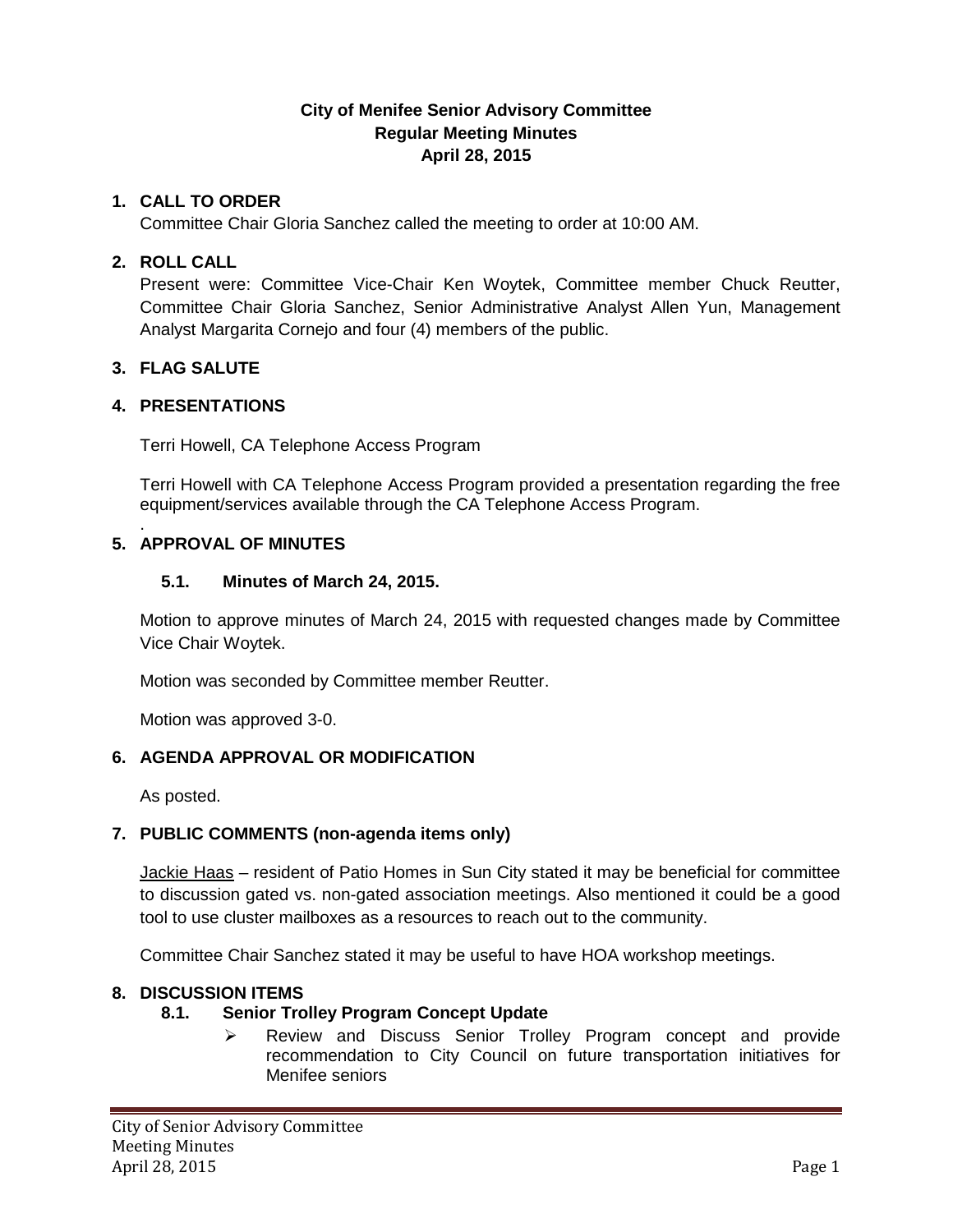**City of Menifee Senior Advisory Committee**
**Regular Meeting Minutes**
**April 28, 2015**

## 1. CALL TO ORDER

Committee Chair Gloria Sanchez called the meeting to order at 10:00 AM.

## 2. ROLL CALL

Present were: Committee Vice-Chair Ken Woytek, Committee member Chuck Reutter, Committee Chair Gloria Sanchez, Senior Administrative Analyst Allen Yun, Management Analyst Margarita Cornejo and four (4) members of the public.

## 3. FLAG SALUTE

## 4. PRESENTATIONS

Terri Howell, CA Telephone Access Program

Terri Howell with CA Telephone Access Program provided a presentation regarding the free equipment/services available through the CA Telephone Access Program.

.

## 5. APPROVAL OF MINUTES

### 5.1. Minutes of March 24, 2015.

Motion to approve minutes of March 24, 2015 with requested changes made by Committee Vice Chair Woytek.

Motion was seconded by Committee member Reutter.

Motion was approved 3-0.

## 6. AGENDA APPROVAL OR MODIFICATION

As posted.

## 7. PUBLIC COMMENTS (non-agenda items only)

Jackie Haas – resident of Patio Homes in Sun City stated it may be beneficial for committee to discussion gated vs. non-gated association meetings. Also mentioned it could be a good tool to use cluster mailboxes as a resources to reach out to the community.

Committee Chair Sanchez stated it may be useful to have HOA workshop meetings.

## 8. DISCUSSION ITEMS

### 8.1. Senior Trolley Program Concept Update

- Review and Discuss Senior Trolley Program concept and provide recommendation to City Council on future transportation initiatives for Menifee seniors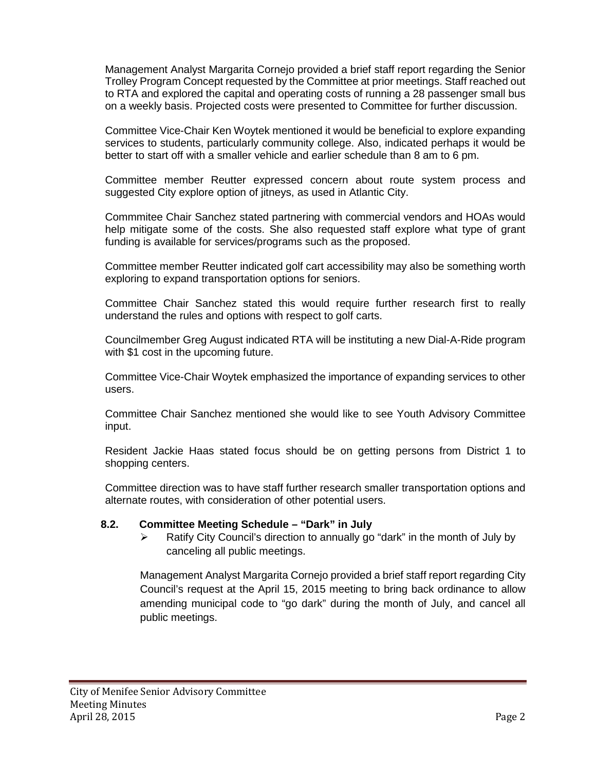Management Analyst Margarita Cornejo provided a brief staff report regarding the Senior Trolley Program Concept requested by the Committee at prior meetings. Staff reached out to RTA and explored the capital and operating costs of running a 28 passenger small bus on a weekly basis. Projected costs were presented to Committee for further discussion.

Committee Vice-Chair Ken Woytek mentioned it would be beneficial to explore expanding services to students, particularly community college. Also, indicated perhaps it would be better to start off with a smaller vehicle and earlier schedule than 8 am to 6 pm.

Committee member Reutter expressed concern about route system process and suggested City explore option of jitneys, as used in Atlantic City.

Commmitee Chair Sanchez stated partnering with commercial vendors and HOAs would help mitigate some of the costs. She also requested staff explore what type of grant funding is available for services/programs such as the proposed.

Committee member Reutter indicated golf cart accessibility may also be something worth exploring to expand transportation options for seniors.

Committee Chair Sanchez stated this would require further research first to really understand the rules and options with respect to golf carts.

Councilmember Greg August indicated RTA will be instituting a new Dial-A-Ride program with $1 cost in the upcoming future.

Committee Vice-Chair Woytek emphasized the importance of expanding services to other users.

Committee Chair Sanchez mentioned she would like to see Youth Advisory Committee input.

Resident Jackie Haas stated focus should be on getting persons from District 1 to shopping centers.

Committee direction was to have staff further research smaller transportation options and alternate routes, with consideration of other potential users.

### 8.2. Committee Meeting Schedule – "Dark" in July

- Ratify City Council's direction to annually go "dark" in the month of July by canceling all public meetings.

Management Analyst Margarita Cornejo provided a brief staff report regarding City Council's request at the April 15, 2015 meeting to bring back ordinance to allow amending municipal code to "go dark" during the month of July, and cancel all public meetings.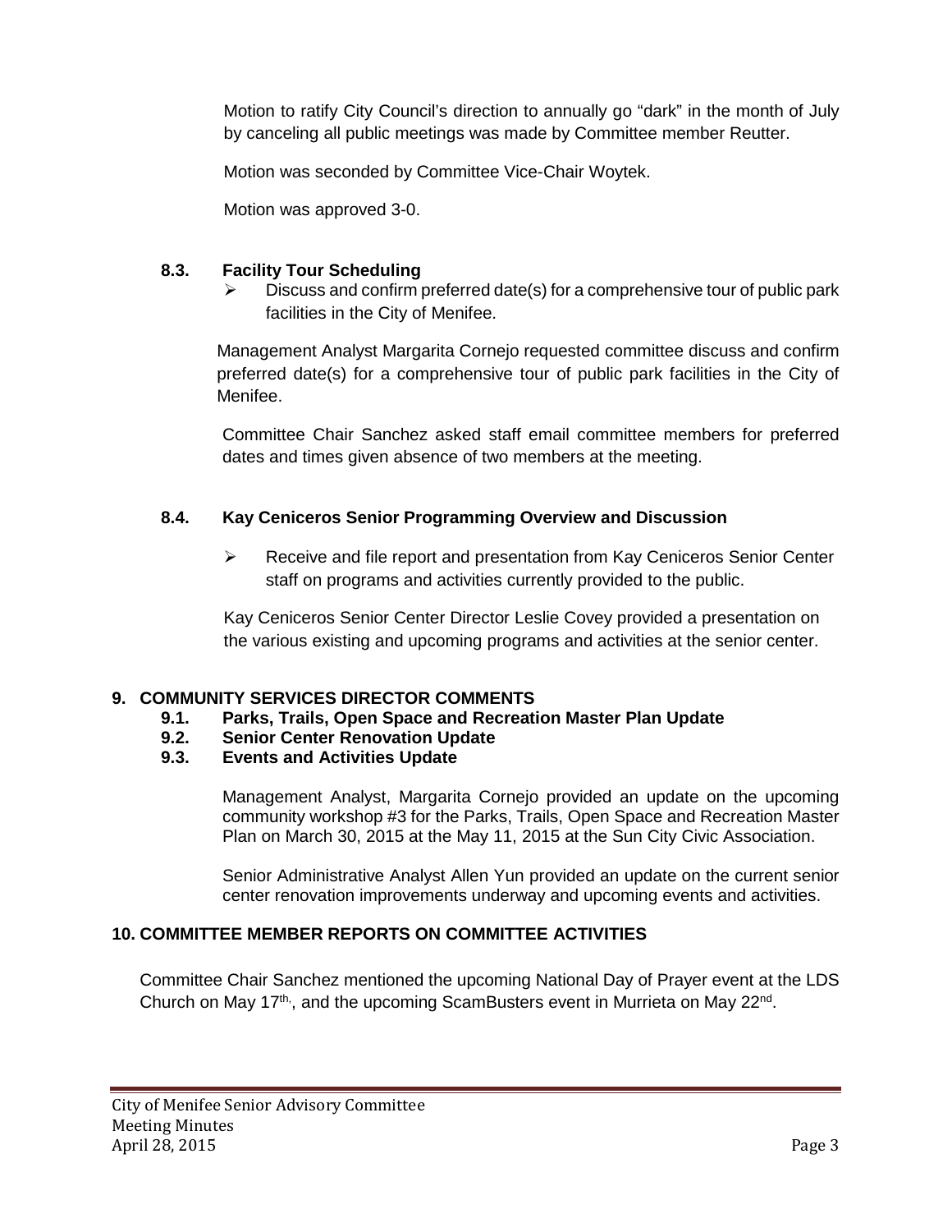Motion to ratify City Council's direction to annually go "dark" in the month of July by canceling all public meetings was made by Committee member Reutter.

Motion was seconded by Committee Vice-Chair Woytek.

Motion was approved 3-0.

### 8.3. Facility Tour Scheduling

- Discuss and confirm preferred date(s) for a comprehensive tour of public park facilities in the City of Menifee.

Management Analyst Margarita Cornejo requested committee discuss and confirm preferred date(s) for a comprehensive tour of public park facilities in the City of Menifee.

Committee Chair Sanchez asked staff email committee members for preferred dates and times given absence of two members at the meeting.

### 8.4. Kay Ceniceros Senior Programming Overview and Discussion

- Receive and file report and presentation from Kay Ceniceros Senior Center staff on programs and activities currently provided to the public.

Kay Ceniceros Senior Center Director Leslie Covey provided a presentation on the various existing and upcoming programs and activities at the senior center.

## 9. COMMUNITY SERVICES DIRECTOR COMMENTS

### 9.1. Parks, Trails, Open Space and Recreation Master Plan Update
### 9.2. Senior Center Renovation Update
### 9.3. Events and Activities Update

Management Analyst, Margarita Cornejo provided an update on the upcoming community workshop #3 for the Parks, Trails, Open Space and Recreation Master Plan on March 30, 2015 at the May 11, 2015 at the Sun City Civic Association.

Senior Administrative Analyst Allen Yun provided an update on the current senior center renovation improvements underway and upcoming events and activities.

## 10. COMMITTEE MEMBER REPORTS ON COMMITTEE ACTIVITIES

Committee Chair Sanchez mentioned the upcoming National Day of Prayer event at the LDS Church on May 17th., and the upcoming ScamBusters event in Murrieta on May 22nd.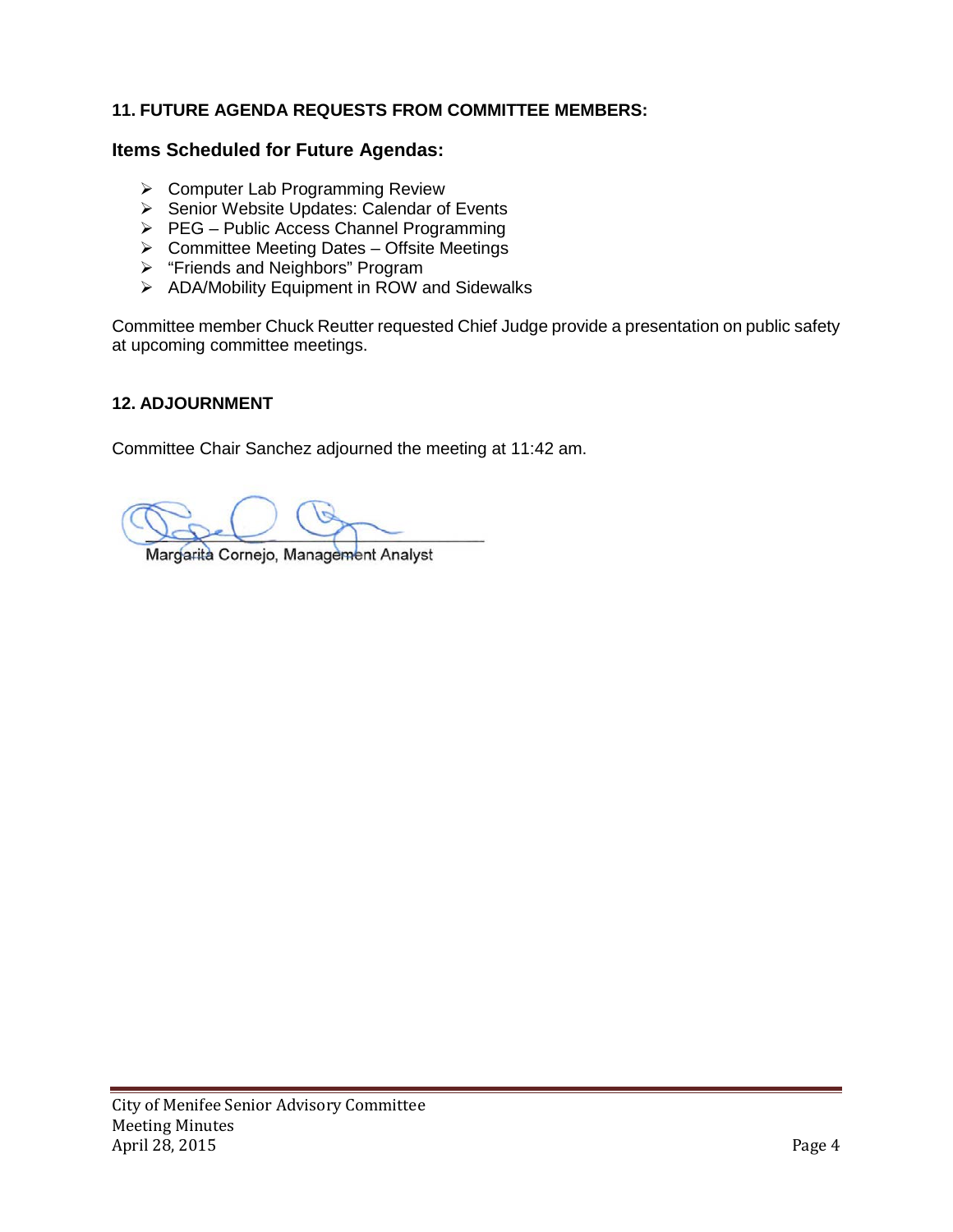**11. FUTURE AGENDA REQUESTS FROM COMMITTEE MEMBERS:**

### Items Scheduled for Future Agendas:

- Computer Lab Programming Review
- Senior Website Updates: Calendar of Events
- PEG – Public Access Channel Programming
- Committee Meeting Dates – Offsite Meetings
- "Friends and Neighbors" Program
- ADA/Mobility Equipment in ROW and Sidewalks

Committee member Chuck Reutter requested Chief Judge provide a presentation on public safety at upcoming committee meetings.

**12. ADJOURNMENT**

Committee Chair Sanchez adjourned the meeting at 11:42 am.

Margarita Cornejo, Management Analyst